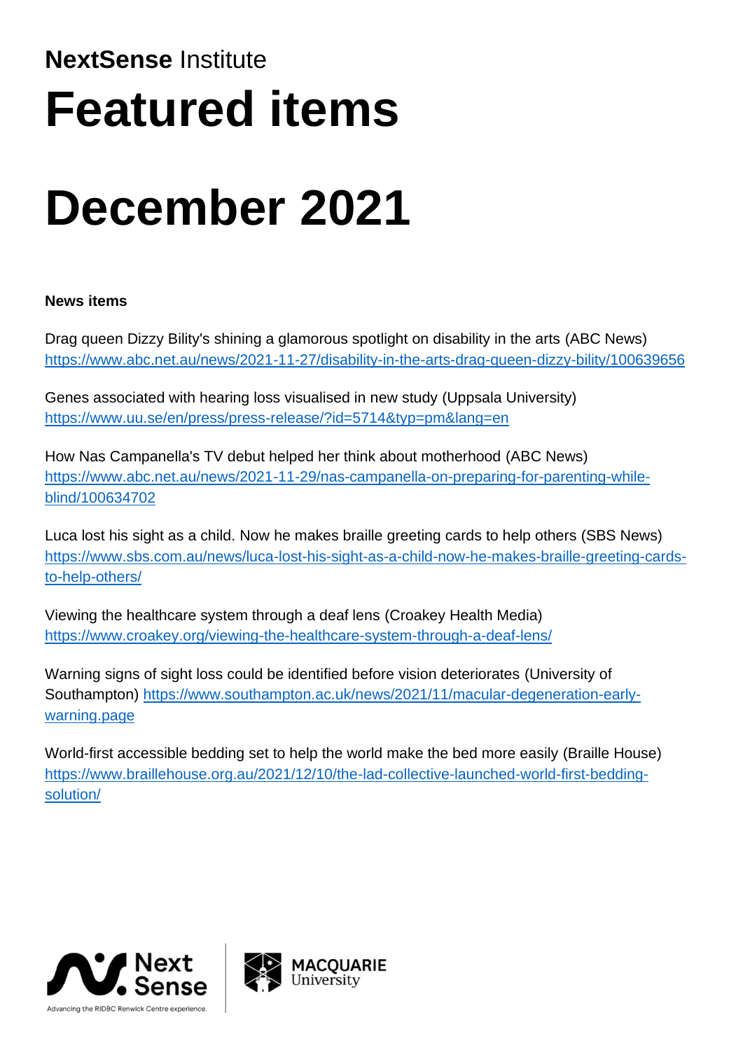**NextSense** Institute

# Featured items

# December 2021

**News items**

Drag queen Dizzy Bility's shining a glamorous spotlight on disability in the arts (ABC News)
https://www.abc.net.au/news/2021-11-27/disability-in-the-arts-drag-queen-dizzy-bility/100639656

Genes associated with hearing loss visualised in new study (Uppsala University)
https://www.uu.se/en/press/press-release/?id=5714&typ=pm&lang=en

How Nas Campanella's TV debut helped her think about motherhood (ABC News)
https://www.abc.net.au/news/2021-11-29/nas-campanella-on-preparing-for-parenting-while-blind/100634702

Luca lost his sight as a child. Now he makes braille greeting cards to help others (SBS News)
https://www.sbs.com.au/news/luca-lost-his-sight-as-a-child-now-he-makes-braille-greeting-cards-to-help-others/

Viewing the healthcare system through a deaf lens (Croakey Health Media)
https://www.croakey.org/viewing-the-healthcare-system-through-a-deaf-lens/

Warning signs of sight loss could be identified before vision deteriorates (University of Southampton) https://www.southampton.ac.uk/news/2021/11/macular-degeneration-early-warning.page

World-first accessible bedding set to help the world make the bed more easily (Braille House)
https://www.braillehouse.org.au/2021/12/10/the-lad-collective-launched-world-first-bedding-solution/

Next Sense
Advancing the RIDBC Renwick Centre experience.

MACQUARIE University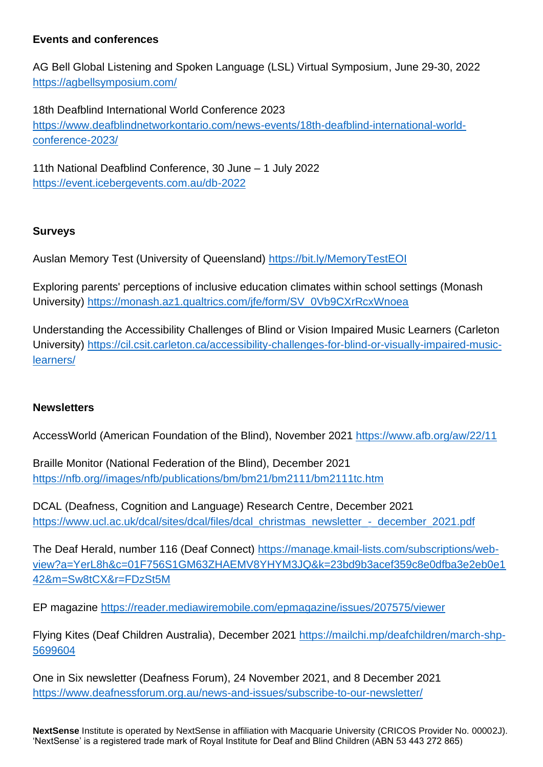**Events and conferences**

AG Bell Global Listening and Spoken Language (LSL) Virtual Symposium, June 29-30, 2022
https://agbellsymposium.com/

18th Deafblind International World Conference 2023
https://www.deafblindnetworkontario.com/news-events/18th-deafblind-international-world-conference-2023/

11th National Deafblind Conference, 30 June – 1 July 2022
https://event.icebergevents.com.au/db-2022

**Surveys**

Auslan Memory Test (University of Queensland) https://bit.ly/MemoryTestEOI

Exploring parents' perceptions of inclusive education climates within school settings (Monash University) https://monash.az1.qualtrics.com/jfe/form/SV_0Vb9CXrRcxWnoea

Understanding the Accessibility Challenges of Blind or Vision Impaired Music Learners (Carleton University) https://cil.csit.carleton.ca/accessibility-challenges-for-blind-or-visually-impaired-music-learners/

**Newsletters**

AccessWorld (American Foundation of the Blind), November 2021 https://www.afb.org/aw/22/11

Braille Monitor (National Federation of the Blind), December 2021
https://nfb.org//images/nfb/publications/bm/bm21/bm2111/bm2111tc.htm

DCAL (Deafness, Cognition and Language) Research Centre, December 2021
https://www.ucl.ac.uk/dcal/sites/dcal/files/dcal_christmas_newsletter_-_december_2021.pdf

The Deaf Herald, number 116 (Deaf Connect) https://manage.kmail-lists.com/subscriptions/web-view?a=YerL8h&c=01F756S1GM63ZHAEMV8YHYM3JQ&k=23bd9b3acef359c8e0dfba3e2eb0e142&m=Sw8tCX&r=FDzSt5M

EP magazine https://reader.mediawiremobile.com/epmagazine/issues/207575/viewer

Flying Kites (Deaf Children Australia), December 2021 https://mailchi.mp/deafchildren/march-shp-5699604

One in Six newsletter (Deafness Forum), 24 November 2021, and 8 December 2021
https://www.deafnessforum.org.au/news-and-issues/subscribe-to-our-newsletter/

**NextSense** Institute is operated by NextSense in affiliation with Macquarie University (CRICOS Provider No. 00002J). 'NextSense' is a registered trade mark of Royal Institute for Deaf and Blind Children (ABN 53 443 272 865)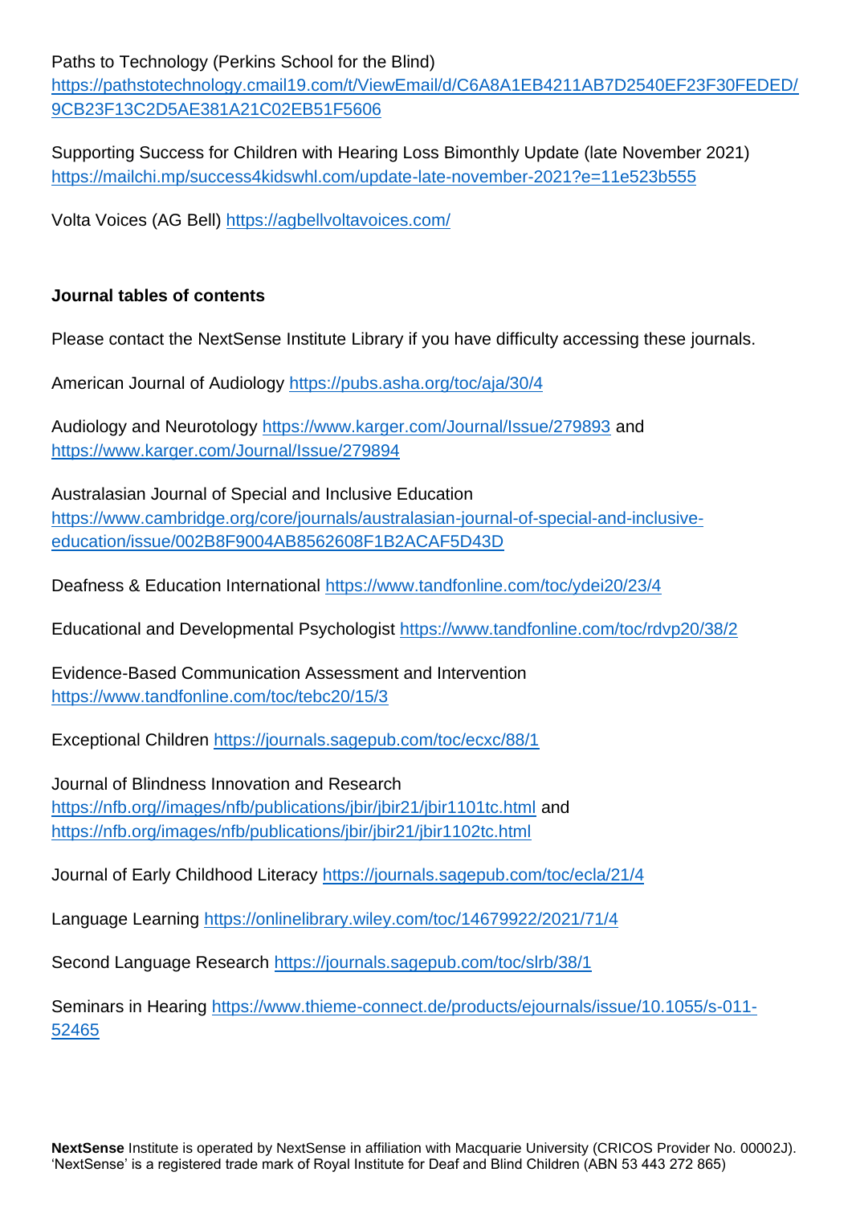Paths to Technology (Perkins School for the Blind) https://pathstotechnology.cmail19.com/t/ViewEmail/d/C6A8A1EB4211AB7D2540EF23F30FEDED/9CB23F13C2D5AE381A21C02EB51F5606

Supporting Success for Children with Hearing Loss Bimonthly Update (late November 2021) https://mailchi.mp/success4kidswhl.com/update-late-november-2021?e=11e523b555

Volta Voices (AG Bell) https://agbellvoltavoices.com/

**Journal tables of contents**

Please contact the NextSense Institute Library if you have difficulty accessing these journals.

American Journal of Audiology https://pubs.asha.org/toc/aja/30/4

Audiology and Neurotology https://www.karger.com/Journal/Issue/279893 and https://www.karger.com/Journal/Issue/279894

Australasian Journal of Special and Inclusive Education https://www.cambridge.org/core/journals/australasian-journal-of-special-and-inclusive-education/issue/002B8F9004AB8562608F1B2ACAF5D43D

Deafness & Education International https://www.tandfonline.com/toc/ydei20/23/4

Educational and Developmental Psychologist https://www.tandfonline.com/toc/rdvp20/38/2

Evidence-Based Communication Assessment and Intervention https://www.tandfonline.com/toc/tebc20/15/3

Exceptional Children https://journals.sagepub.com/toc/ecxc/88/1

Journal of Blindness Innovation and Research https://nfb.org//images/nfb/publications/jbir/jbir21/jbir1101tc.html and https://nfb.org/images/nfb/publications/jbir/jbir21/jbir1102tc.html

Journal of Early Childhood Literacy https://journals.sagepub.com/toc/ecla/21/4

Language Learning https://onlinelibrary.wiley.com/toc/14679922/2021/71/4

Second Language Research https://journals.sagepub.com/toc/slrb/38/1

Seminars in Hearing https://www.thieme-connect.de/products/ejournals/issue/10.1055/s-011-52465

**NextSense** Institute is operated by NextSense in affiliation with Macquarie University (CRICOS Provider No. 00002J). 'NextSense' is a registered trade mark of Royal Institute for Deaf and Blind Children (ABN 53 443 272 865)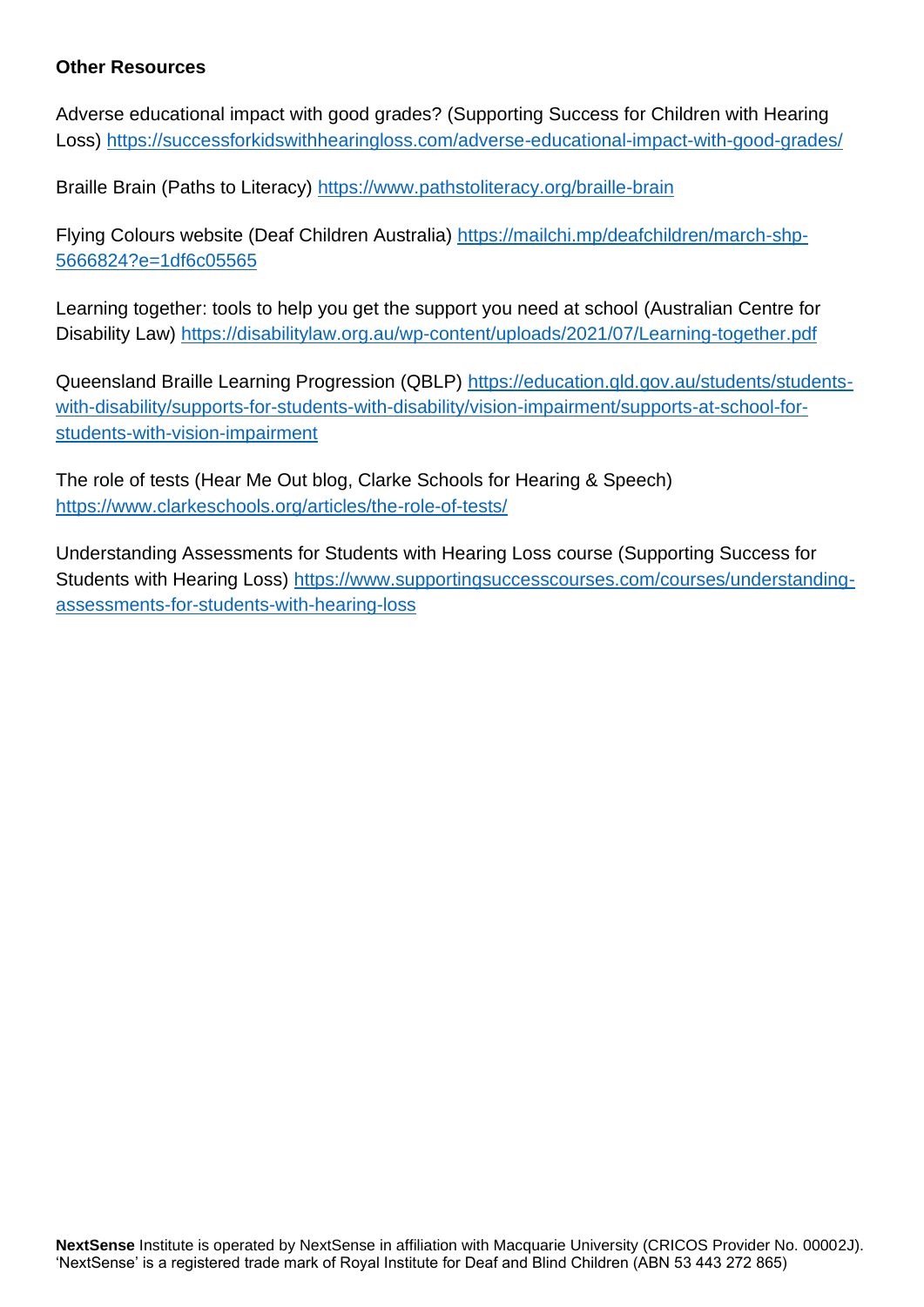**Other Resources**

Adverse educational impact with good grades? (Supporting Success for Children with Hearing Loss) https://successforkidswithhearingloss.com/adverse-educational-impact-with-good-grades/

Braille Brain (Paths to Literacy) https://www.pathstoliteracy.org/braille-brain

Flying Colours website (Deaf Children Australia) https://mailchi.mp/deafchildren/march-shp-5666824?e=1df6c05565

Learning together: tools to help you get the support you need at school (Australian Centre for Disability Law) https://disabilitylaw.org.au/wp-content/uploads/2021/07/Learning-together.pdf

Queensland Braille Learning Progression (QBLP) https://education.qld.gov.au/students/students-with-disability/supports-for-students-with-disability/vision-impairment/supports-at-school-for-students-with-vision-impairment

The role of tests (Hear Me Out blog, Clarke Schools for Hearing & Speech) https://www.clarkeschools.org/articles/the-role-of-tests/

Understanding Assessments for Students with Hearing Loss course (Supporting Success for Students with Hearing Loss) https://www.supportingsuccesscourses.com/courses/understanding-assessments-for-students-with-hearing-loss